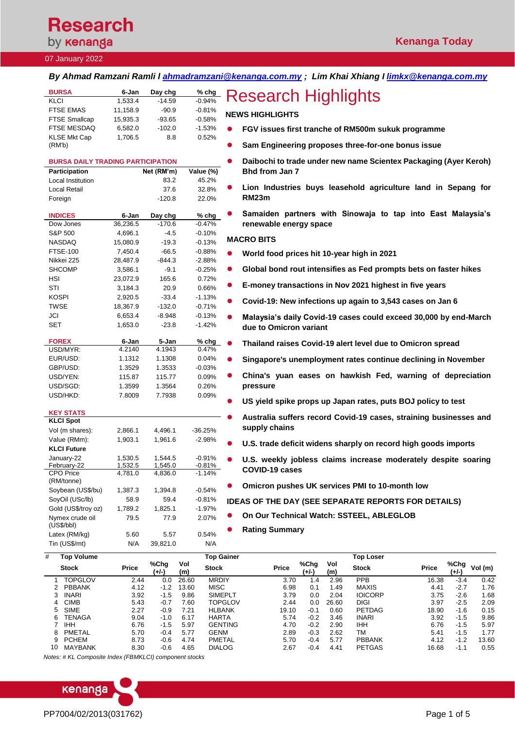# Research by kenanga

Kenanga Today

07 January 2022

***By Ahmad Ramzani Ramli l ahmadramzani@kenanga.com.my ; Lim Khai Xhiang l limkx@kenanga.com.my***

| BURSA | 6-Jan | Day chg | % chg |
|---|---|---|---|
| KLCI | 1,533.4 | -14.59 | -0.94% |
| FTSE EMAS | 11,158.9 | -90.9 | -0.81% |
| FTSE Smallcap | 15,935.3 | -93.65 | -0.58% |
| FTSE MESDAQ | 6,582.0 | -102.0 | -1.53% |
| KLSE Mkt Cap (RM'b) | 1,706.5 | 8.8 | 0.52% |

| BURSA DAILY TRADING PARTICIPATION | | |
|---|---|---|
| Participation | Net (RM'm) | Value (%) |
| Local Institution | 83.2 | 45.2% |
| Local Retail | 37.6 | 32.8% |
| Foreign | -120.8 | 22.0% |

| INDICES | 6-Jan | Day chg | % chg |
|---|---|---|---|
| Dow Jones | 36,236.5 | -170.6 | -0.47% |
| S&P 500 | 4,696.1 | -4.5 | -0.10% |
| NASDAQ | 15,080.9 | -19.3 | -0.13% |
| FTSE-100 | 7,450.4 | -66.5 | -0.88% |
| Nikkei 225 | 28,487.9 | -844.3 | -2.88% |
| SHCOMP | 3,586.1 | -9.1 | -0.25% |
| HSI | 23,072.9 | 165.6 | 0.72% |
| STI | 3,184.3 | 20.9 | 0.66% |
| KOSPI | 2,920.5 | -33.4 | -1.13% |
| TWSE | 18,367.9 | -132.0 | -0.71% |
| JCI | 6,653.4 | -8.948 | -0.13% |
| SET | 1,653.0 | -23.8 | -1.42% |

| FOREX | 6-Jan | 5-Jan | % chg |
|---|---|---|---|
| USD/MYR: | 4.2140 | 4.1943 | 0.47% |
| EUR/USD: | 1.1312 | 1.1308 | 0.04% |
| GBP/USD: | 1.3529 | 1.3533 | -0.03% |
| USD/YEN: | 115.87 | 115.77 | 0.09% |
| USD/SGD: | 1.3599 | 1.3564 | 0.26% |
| USD/HKD: | 7.8009 | 7.7938 | 0.09% |

| KEY STATS | | | |
|---|---|---|---|
| **KLCI Spot** | | | |
| Vol (m shares): | 2,866.1 | 4,496.1 | -36.25% |
| Value (RMm): | 1,903.1 | 1,961.6 | -2.98% |
| **KLCI Future** | | | |
| January-22 | 1,530.5 | 1,544.5 | -0.91% |
| February-22 | 1,532.5 | 1,545.0 | -0.81% |
| CPO Price (RM/tonne) | 4,781.0 | 4,836.0 | -1.14% |
| Soybean (US$/bu) | 1,387.3 | 1,394.8 | -0.54% |
| SoyOil (USc/lb) | 58.9 | 59.4 | -0.81% |
| Gold (US$/troy oz) | 1,789.2 | 1,825.1 | -1.97% |
| Nymex crude oil (US$/bbl) | 79.5 | 77.9 | 2.07% |
| Latex (RM/kg) | 5.60 | 5.57 | 0.54% |
| Tin (US$/mt) | N/A | 39,821.0 | N/A |

# Research Highlights

## NEWS HIGHLIGHTS

- **FGV issues first tranche of RM500m sukuk programme**
- **Sam Engineering proposes three-for-one bonus issue**
- **Daibochi to trade under new name Scientex Packaging (Ayer Keroh) Bhd from Jan 7**
- **Lion Industries buys leasehold agriculture land in Sepang for RM23m**
- **Samaiden partners with Sinowaja to tap into East Malaysia's renewable energy space**

## MACRO BITS

- **World food prices hit 10-year high in 2021**
- **Global bond rout intensifies as Fed prompts bets on faster hikes**
- **E-money transactions in Nov 2021 highest in five years**
- **Covid-19: New infections up again to 3,543 cases on Jan 6**
- **Malaysia's daily Covid-19 cases could exceed 30,000 by end-March due to Omicron variant**
- **Thailand raises Covid-19 alert level due to Omicron spread**
- **Singapore's unemployment rates continue declining in November**
- **China's yuan eases on hawkish Fed, warning of depreciation pressure**
- **US yield spike props up Japan rates, puts BOJ policy to test**
- **Australia suffers record Covid-19 cases, straining businesses and supply chains**
- **U.S. trade deficit widens sharply on record high goods imports**
- **U.S. weekly jobless claims increase moderately despite soaring COVID-19 cases**
- **Omicron pushes UK services PMI to 10-month low**

## IDEAS OF THE DAY (SEE SEPARATE REPORTS FOR DETAILS)

- **On Our Technical Watch: SSTEEL, ABLEGLOB**
- **Rating Summary**

| # | Top Volume | | | | Top Gainer | | | | Top Loser | | | |
|---|---|---|---|---|---|---|---|---|---|---|---|---|
| | Stock | Price | %Chg (+/-) | Vol (m) | Stock | Price | %Chg (+/-) | Vol (m) | Stock | Price | %Chg (+/-) | Vol (m) |
| 1 | TOPGLOV | 2.44 | 0.0 | 26.60 | MRDIY | 3.70 | 1.4 | 2.96 | PPB | 16.38 | -3.4 | 0.42 |
| 2 | PBBANK | 4.12 | -1.2 | 13.60 | MISC | 6.98 | 0.1 | 1.49 | MAXIS | 4.41 | -2.7 | 1.76 |
| 3 | INARI | 3.92 | -1.5 | 9.86 | SIMEPLT | 3.79 | 0.0 | 2.04 | IOICORP | 3.75 | -2.6 | 1.68 |
| 4 | CIMB | 5.43 | -0.7 | 7.60 | TOPGLOV | 2.44 | 0.0 | 26.60 | DIGI | 3.97 | -2.5 | 2.09 |
| 5 | SIME | 2.27 | -0.9 | 7.21 | HLBANK | 19.10 | -0.1 | 0.60 | PETDAG | 18.90 | -1.6 | 0.15 |
| 6 | TENAGA | 9.04 | -1.0 | 6.17 | HARTA | 5.74 | -0.2 | 3.46 | INARI | 3.92 | -1.5 | 9.86 |
| 7 | IHH | 6.76 | -1.5 | 5.97 | GENTING | 4.70 | -0.2 | 2.90 | IHH | 6.76 | -1.5 | 5.97 |
| 8 | PMETAL | 5.70 | -0.4 | 5.77 | GENM | 2.89 | -0.3 | 2.62 | TM | 5.41 | -1.5 | 1.77 |
| 9 | PCHEM | 8.73 | -0.6 | 4.74 | PMETAL | 5.70 | -0.4 | 5.77 | PBBANK | 4.12 | -1.2 | 13.60 |
| 10 | MAYBANK | 8.30 | -0.6 | 4.65 | DIALOG | 2.67 | -0.4 | 4.41 | PETGAS | 16.68 | -1.1 | 0.55 |

*Notes: # KL Composite Index (FBMKLCI) component stocks*

PP7004/02/2013(031762)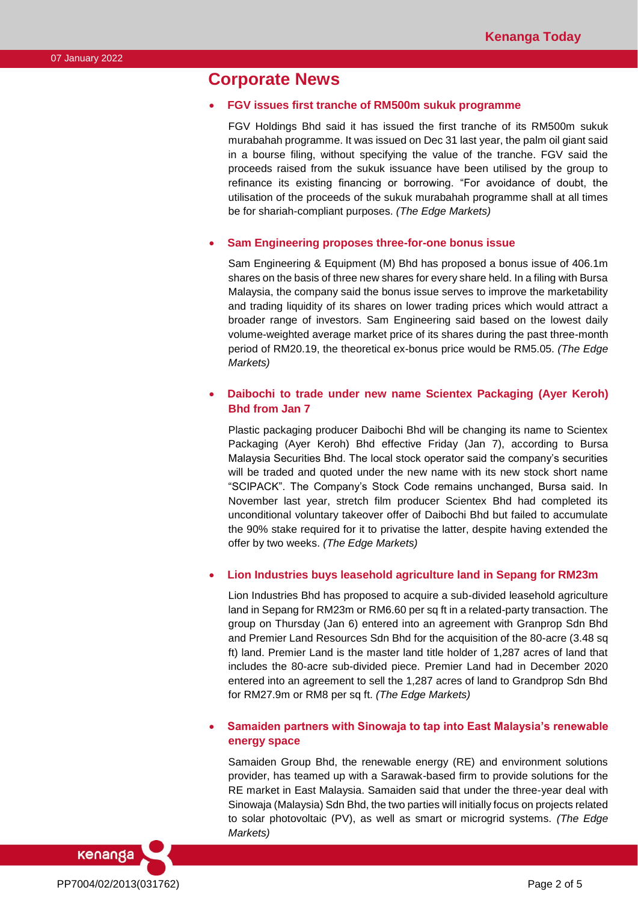## Corporate News

- **FGV issues first tranche of RM500m sukuk programme**

  FGV Holdings Bhd said it has issued the first tranche of its RM500m sukuk murabahah programme. It was issued on Dec 31 last year, the palm oil giant said in a bourse filing, without specifying the value of the tranche. FGV said the proceeds raised from the sukuk issuance have been utilised by the group to refinance its existing financing or borrowing. "For avoidance of doubt, the utilisation of the proceeds of the sukuk murabahah programme shall at all times be for shariah-compliant purposes. *(The Edge Markets)*

- **Sam Engineering proposes three-for-one bonus issue**

  Sam Engineering & Equipment (M) Bhd has proposed a bonus issue of 406.1m shares on the basis of three new shares for every share held. In a filing with Bursa Malaysia, the company said the bonus issue serves to improve the marketability and trading liquidity of its shares on lower trading prices which would attract a broader range of investors. Sam Engineering said based on the lowest daily volume-weighted average market price of its shares during the past three-month period of RM20.19, the theoretical ex-bonus price would be RM5.05. *(The Edge Markets)*

- **Daibochi to trade under new name Scientex Packaging (Ayer Keroh) Bhd from Jan 7**

  Plastic packaging producer Daibochi Bhd will be changing its name to Scientex Packaging (Ayer Keroh) Bhd effective Friday (Jan 7), according to Bursa Malaysia Securities Bhd. The local stock operator said the company's securities will be traded and quoted under the new name with its new stock short name "SCIPACK". The Company's Stock Code remains unchanged, Bursa said. In November last year, stretch film producer Scientex Bhd had completed its unconditional voluntary takeover offer of Daibochi Bhd but failed to accumulate the 90% stake required for it to privatise the latter, despite having extended the offer by two weeks. *(The Edge Markets)*

- **Lion Industries buys leasehold agriculture land in Sepang for RM23m**

  Lion Industries Bhd has proposed to acquire a sub-divided leasehold agriculture land in Sepang for RM23m or RM6.60 per sq ft in a related-party transaction. The group on Thursday (Jan 6) entered into an agreement with Granprop Sdn Bhd and Premier Land Resources Sdn Bhd for the acquisition of the 80-acre (3.48 sq ft) land. Premier Land is the master land title holder of 1,287 acres of land that includes the 80-acre sub-divided piece. Premier Land had in December 2020 entered into an agreement to sell the 1,287 acres of land to Grandprop Sdn Bhd for RM27.9m or RM8 per sq ft. *(The Edge Markets)*

- **Samaiden partners with Sinowaja to tap into East Malaysia's renewable energy space**

  Samaiden Group Bhd, the renewable energy (RE) and environment solutions provider, has teamed up with a Sarawak-based firm to provide solutions for the RE market in East Malaysia. Samaiden said that under the three-year deal with Sinowaja (Malaysia) Sdn Bhd, the two parties will initially focus on projects related to solar photovoltaic (PV), as well as smart or microgrid systems. *(The Edge Markets)*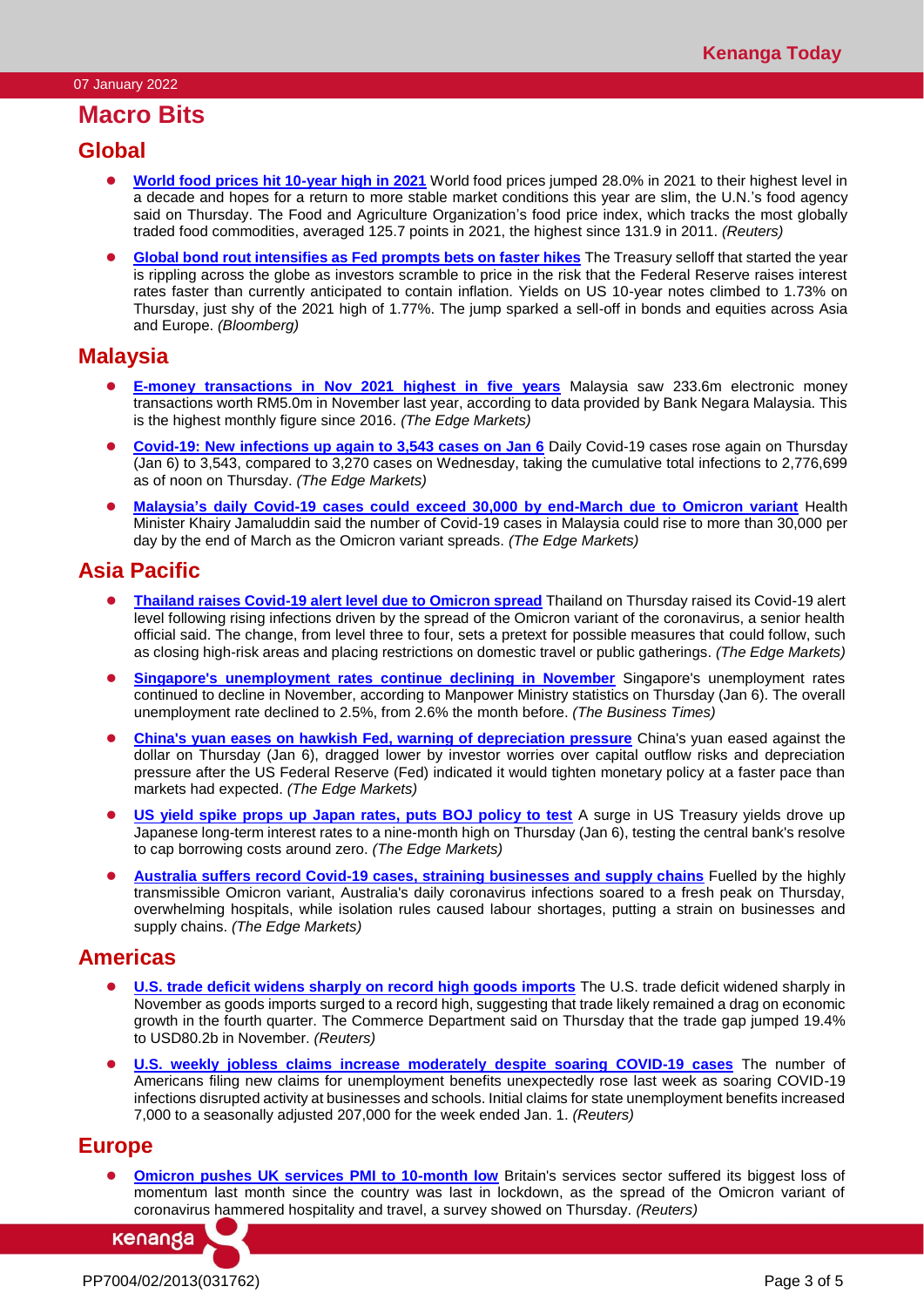# Macro Bits

## Global

- **World food prices hit 10-year high in 2021** World food prices jumped 28.0% in 2021 to their highest level in a decade and hopes for a return to more stable market conditions this year are slim, the U.N.'s food agency said on Thursday. The Food and Agriculture Organization's food price index, which tracks the most globally traded food commodities, averaged 125.7 points in 2021, the highest since 131.9 in 2011. *(Reuters)*

- **Global bond rout intensifies as Fed prompts bets on faster hikes** The Treasury selloff that started the year is rippling across the globe as investors scramble to price in the risk that the Federal Reserve raises interest rates faster than currently anticipated to contain inflation. Yields on US 10-year notes climbed to 1.73% on Thursday, just shy of the 2021 high of 1.77%. The jump sparked a sell-off in bonds and equities across Asia and Europe. *(Bloomberg)*

## Malaysia

- **E-money transactions in Nov 2021 highest in five years** Malaysia saw 233.6m electronic money transactions worth RM5.0m in November last year, according to data provided by Bank Negara Malaysia. This is the highest monthly figure since 2016. *(The Edge Markets)*

- **Covid-19: New infections up again to 3,543 cases on Jan 6** Daily Covid-19 cases rose again on Thursday (Jan 6) to 3,543, compared to 3,270 cases on Wednesday, taking the cumulative total infections to 2,776,699 as of noon on Thursday. *(The Edge Markets)*

- **Malaysia's daily Covid-19 cases could exceed 30,000 by end-March due to Omicron variant** Health Minister Khairy Jamaluddin said the number of Covid-19 cases in Malaysia could rise to more than 30,000 per day by the end of March as the Omicron variant spreads. *(The Edge Markets)*

## Asia Pacific

- **Thailand raises Covid-19 alert level due to Omicron spread** Thailand on Thursday raised its Covid-19 alert level following rising infections driven by the spread of the Omicron variant of the coronavirus, a senior health official said. The change, from level three to four, sets a pretext for possible measures that could follow, such as closing high-risk areas and placing restrictions on domestic travel or public gatherings. *(The Edge Markets)*

- **Singapore's unemployment rates continue declining in November** Singapore's unemployment rates continued to decline in November, according to Manpower Ministry statistics on Thursday (Jan 6). The overall unemployment rate declined to 2.5%, from 2.6% the month before. *(The Business Times)*

- **China's yuan eases on hawkish Fed, warning of depreciation pressure** China's yuan eased against the dollar on Thursday (Jan 6), dragged lower by investor worries over capital outflow risks and depreciation pressure after the US Federal Reserve (Fed) indicated it would tighten monetary policy at a faster pace than markets had expected. *(The Edge Markets)*

- **US yield spike props up Japan rates, puts BOJ policy to test** A surge in US Treasury yields drove up Japanese long-term interest rates to a nine-month high on Thursday (Jan 6), testing the central bank's resolve to cap borrowing costs around zero. *(The Edge Markets)*

- **Australia suffers record Covid-19 cases, straining businesses and supply chains** Fuelled by the highly transmissible Omicron variant, Australia's daily coronavirus infections soared to a fresh peak on Thursday, overwhelming hospitals, while isolation rules caused labour shortages, putting a strain on businesses and supply chains. *(The Edge Markets)*

## Americas

- **U.S. trade deficit widens sharply on record high goods imports** The U.S. trade deficit widened sharply in November as goods imports surged to a record high, suggesting that trade likely remained a drag on economic growth in the fourth quarter. The Commerce Department said on Thursday that the trade gap jumped 19.4% to USD80.2b in November. *(Reuters)*

- **U.S. weekly jobless claims increase moderately despite soaring COVID-19 cases** The number of Americans filing new claims for unemployment benefits unexpectedly rose last week as soaring COVID-19 infections disrupted activity at businesses and schools. Initial claims for state unemployment benefits increased 7,000 to a seasonally adjusted 207,000 for the week ended Jan. 1. *(Reuters)*

## Europe

- **Omicron pushes UK services PMI to 10-month low** Britain's services sector suffered its biggest loss of momentum last month since the country was last in lockdown, as the spread of the Omicron variant of coronavirus hammered hospitality and travel, a survey showed on Thursday. *(Reuters)*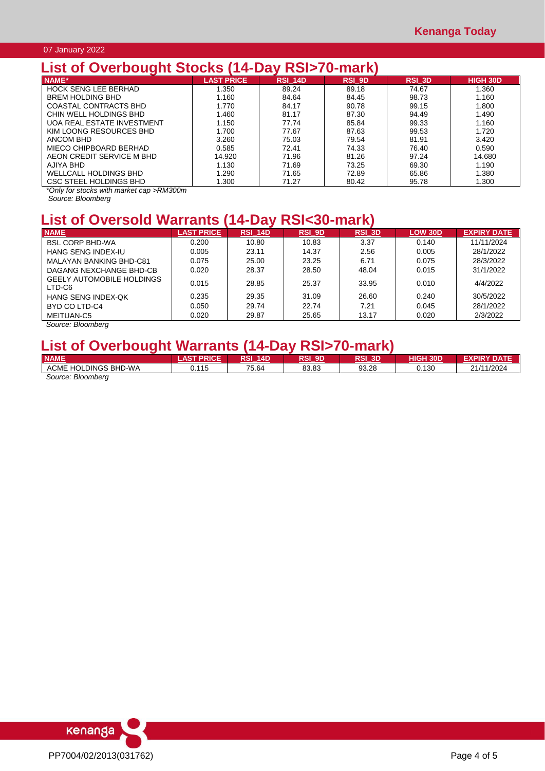## List of Overbought Stocks (14-Day RSI>70-mark)

| NAME* | LAST PRICE | RSI_14D | RSI_9D | RSI_3D | HIGH 30D |
|---|---|---|---|---|---|
| HOCK SENG LEE BERHAD | 1.350 | 89.24 | 89.18 | 74.67 | 1.360 |
| BREM HOLDING BHD | 1.160 | 84.64 | 84.45 | 98.73 | 1.160 |
| COASTAL CONTRACTS BHD | 1.770 | 84.17 | 90.78 | 99.15 | 1.800 |
| CHIN WELL HOLDINGS BHD | 1.460 | 81.17 | 87.30 | 94.49 | 1.490 |
| UOA REAL ESTATE INVESTMENT | 1.150 | 77.74 | 85.84 | 99.33 | 1.160 |
| KIM LOONG RESOURCES BHD | 1.700 | 77.67 | 87.63 | 99.53 | 1.720 |
| ANCOM BHD | 3.260 | 75.03 | 79.54 | 81.91 | 3.420 |
| MIECO CHIPBOARD BERHAD | 0.585 | 72.41 | 74.33 | 76.40 | 0.590 |
| AEON CREDIT SERVICE M BHD | 14.920 | 71.96 | 81.26 | 97.24 | 14.680 |
| AJIYA BHD | 1.130 | 71.69 | 73.25 | 69.30 | 1.190 |
| WELLCALL HOLDINGS BHD | 1.290 | 71.65 | 72.89 | 65.86 | 1.380 |
| CSC STEEL HOLDINGS BHD | 1.300 | 71.27 | 80.42 | 95.78 | 1.300 |

*Only for stocks with market cap >RM300m*

*Source: Bloomberg*

## List of Oversold Warrants (14-Day RSI<30-mark)

| NAME | LAST PRICE | RSI_14D | RSI_9D | RSI_3D | LOW 30D | EXPIRY DATE |
|---|---|---|---|---|---|---|
| BSL CORP BHD-WA | 0.200 | 10.80 | 10.83 | 3.37 | 0.140 | 11/11/2024 |
| HANG SENG INDEX-IU | 0.005 | 23.11 | 14.37 | 2.56 | 0.005 | 28/1/2022 |
| MALAYAN BANKING BHD-C81 | 0.075 | 25.00 | 23.25 | 6.71 | 0.075 | 28/3/2022 |
| DAGANG NEXCHANGE BHD-CB | 0.020 | 28.37 | 28.50 | 48.04 | 0.015 | 31/1/2022 |
| GEELY AUTOMOBILE HOLDINGS LTD-C6 | 0.015 | 28.85 | 25.37 | 33.95 | 0.010 | 4/4/2022 |
| HANG SENG INDEX-QK | 0.235 | 29.35 | 31.09 | 26.60 | 0.240 | 30/5/2022 |
| BYD CO LTD-C4 | 0.050 | 29.74 | 22.74 | 7.21 | 0.045 | 28/1/2022 |
| MEITUAN-C5 | 0.020 | 29.87 | 25.65 | 13.17 | 0.020 | 2/3/2022 |

*Source: Bloomberg*

## List of Overbought Warrants (14-Day RSI>70-mark)

| NAME | LAST PRICE | RSI_14D | RSI_9D | RSI_3D | HIGH 30D | EXPIRY DATE |
|---|---|---|---|---|---|---|
| ACME HOLDINGS BHD-WA | 0.115 | 75.64 | 83.83 | 93.28 | 0.130 | 21/11/2024 |

*Source: Bloomberg*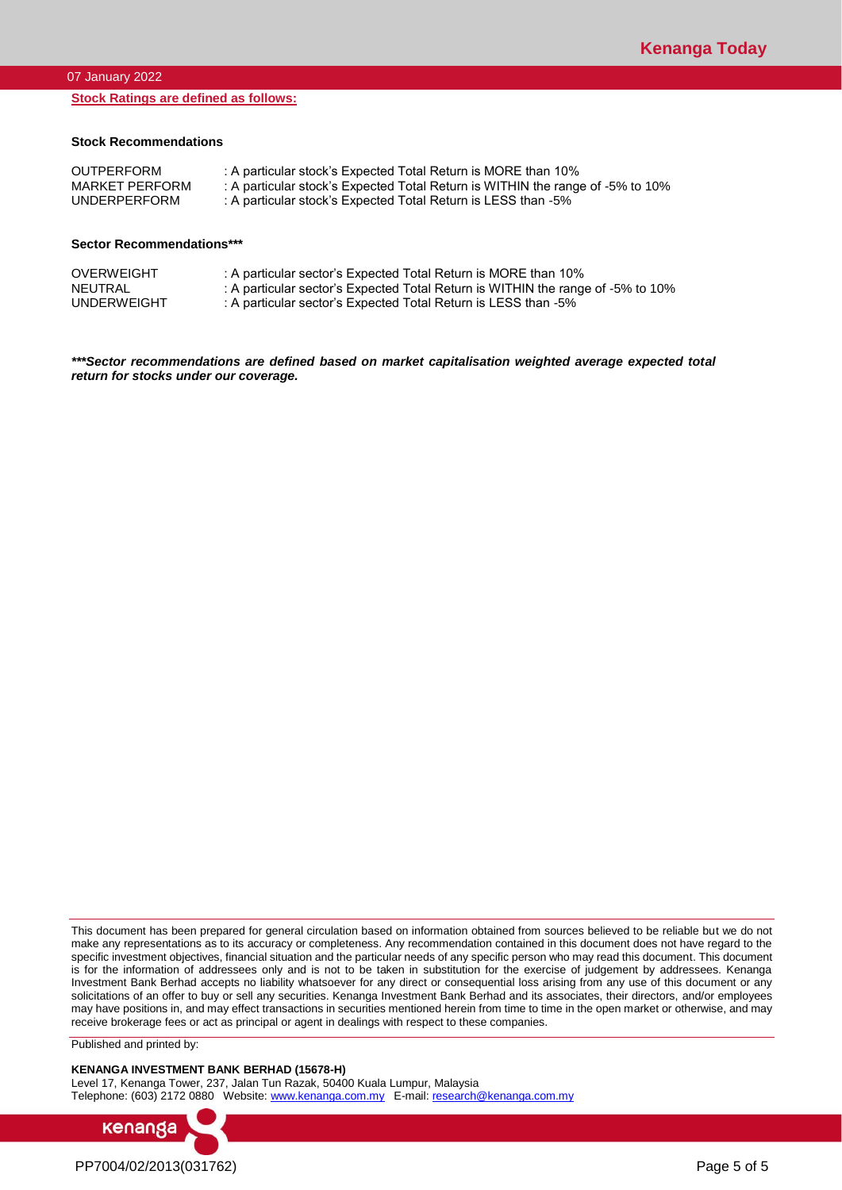**Stock Ratings are defined as follows:**

**Stock Recommendations**

| | |
|---|---|
| OUTPERFORM | : A particular stock's Expected Total Return is MORE than 10% |
| MARKET PERFORM | : A particular stock's Expected Total Return is WITHIN the range of -5% to 10% |
| UNDERPERFORM | : A particular stock's Expected Total Return is LESS than -5% |

**Sector Recommendations*****

| | |
|---|---|
| OVERWEIGHT | : A particular sector's Expected Total Return is MORE than 10% |
| NEUTRAL | : A particular sector's Expected Total Return is WITHIN the range of -5% to 10% |
| UNDERWEIGHT | : A particular sector's Expected Total Return is LESS than -5% |

***\*\*\*Sector recommendations are defined based on market capitalisation weighted average expected total return for stocks under our coverage.***

This document has been prepared for general circulation based on information obtained from sources believed to be reliable but we do not make any representations as to its accuracy or completeness. Any recommendation contained in this document does not have regard to the specific investment objectives, financial situation and the particular needs of any specific person who may read this document. This document is for the information of addressees only and is not to be taken in substitution for the exercise of judgement by addressees. Kenanga Investment Bank Berhad accepts no liability whatsoever for any direct or consequential loss arising from any use of this document or any solicitations of an offer to buy or sell any securities. Kenanga Investment Bank Berhad and its associates, their directors, and/or employees may have positions in, and may effect transactions in securities mentioned herein from time to time in the open market or otherwise, and may receive brokerage fees or act as principal or agent in dealings with respect to these companies.

Published and printed by:

**KENANGA INVESTMENT BANK BERHAD (15678-H)**
Level 17, Kenanga Tower, 237, Jalan Tun Razak, 50400 Kuala Lumpur, Malaysia
Telephone: (603) 2172 0880 Website: www.kenanga.com.my E-mail: research@kenanga.com.my

PP7004/02/2013(031762)